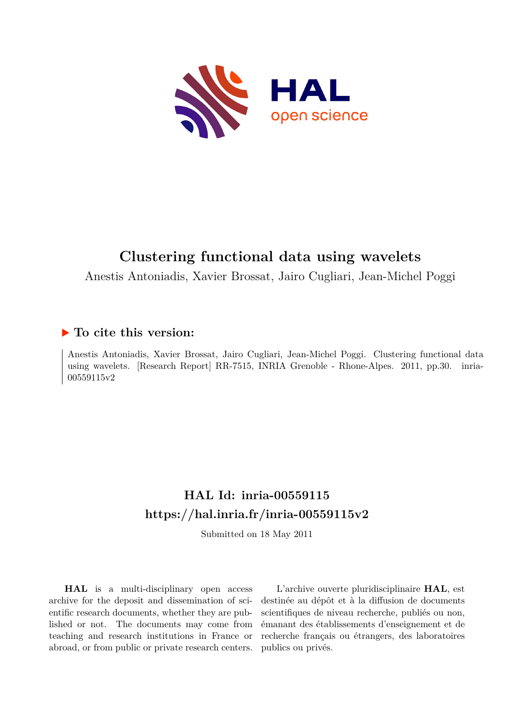# Clustering functional data using wavelets

Anestis Antoniadis, Xavier Brossat, Jairo Cugliari, Jean-Michel Poggi

## ▶ To cite this version:

Anestis Antoniadis, Xavier Brossat, Jairo Cugliari, Jean-Michel Poggi. Clustering functional data using wavelets. [Research Report] RR-7515, INRIA Grenoble - Rhone-Alpes. 2011, pp.30. inria-00559115v2

## HAL Id: inria-00559115
## https://hal.inria.fr/inria-00559115v2

Submitted on 18 May 2011

**HAL** is a multi-disciplinary open access archive for the deposit and dissemination of scientific research documents, whether they are published or not. The documents may come from teaching and research institutions in France or abroad, or from public or private research centers.

L'archive ouverte pluridisciplinaire **HAL**, est destinée au dépôt et à la diffusion de documents scientifiques de niveau recherche, publiés ou non, émanant des établissements d'enseignement et de recherche français ou étrangers, des laboratoires publics ou privés.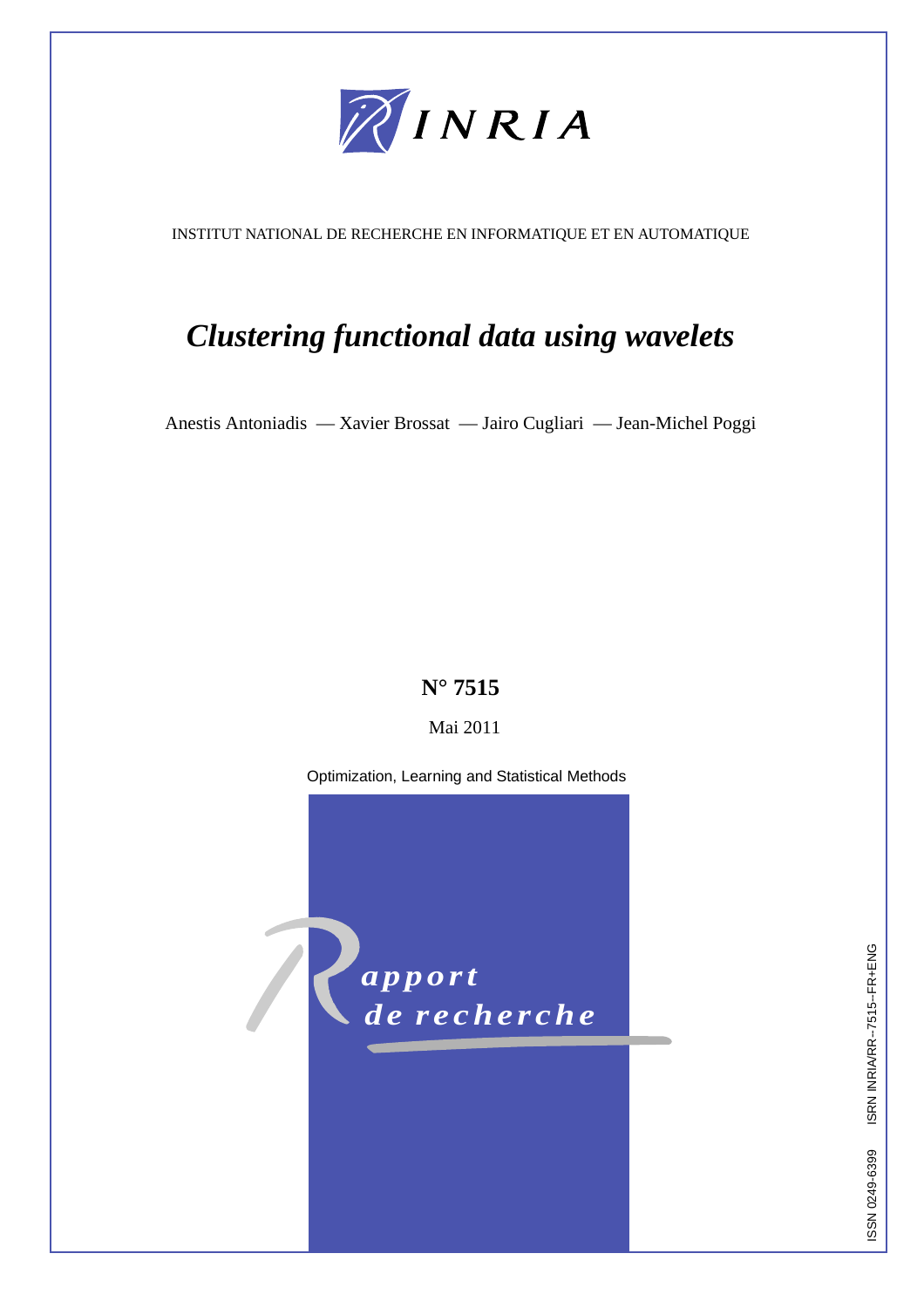INSTITUT NATIONAL DE RECHERCHE EN INFORMATIQUE ET EN AUTOMATIQUE

# *Clustering functional data using wavelets*

Anestis Antoniadis — Xavier Brossat — Jairo Cugliari — Jean-Michel Poggi

**N° 7515**

Mai 2011

Optimization, Learning and Statistical Methods

*apport de recherche*

ISSN 0249-6399 ISRN INRIA/RR--7515--FR+ENG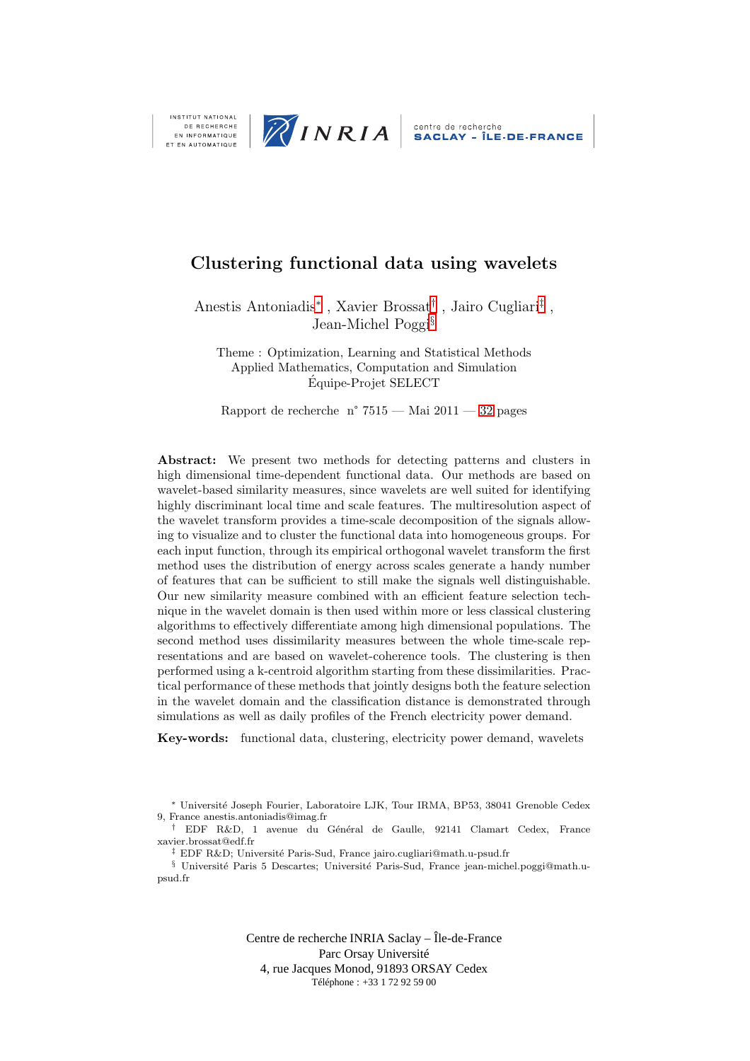# Clustering functional data using wavelets

Anestis Antoniadis[*] , Xavier Brossat[†] , Jairo Cugliari[‡] , Jean-Michel Poggi[§]

Theme : Optimization, Learning and Statistical Methods
Applied Mathematics, Computation and Simulation
Équipe-Projet SELECT

Rapport de recherche n° 7515 — Mai 2011 — 32 pages

**Abstract:** We present two methods for detecting patterns and clusters in high dimensional time-dependent functional data. Our methods are based on wavelet-based similarity measures, since wavelets are well suited for identifying highly discriminant local time and scale features. The multiresolution aspect of the wavelet transform provides a time-scale decomposition of the signals allowing to visualize and to cluster the functional data into homogeneous groups. For each input function, through its empirical orthogonal wavelet transform the first method uses the distribution of energy across scales generate a handy number of features that can be sufficient to still make the signals well distinguishable. Our new similarity measure combined with an efficient feature selection technique in the wavelet domain is then used within more or less classical clustering algorithms to effectively differentiate among high dimensional populations. The second method uses dissimilarity measures between the whole time-scale representations and are based on wavelet-coherence tools. The clustering is then performed using a k-centroid algorithm starting from these dissimilarities. Practical performance of these methods that jointly designs both the feature selection in the wavelet domain and the classification distance is demonstrated through simulations as well as daily profiles of the French electricity power demand.

**Key-words:** functional data, clustering, electricity power demand, wavelets

[*] Université Joseph Fourier, Laboratoire LJK, Tour IRMA, BP53, 38041 Grenoble Cedex 9, France anestis.antoniadis@imag.fr

[†] EDF R&D, 1 avenue du Général de Gaulle, 92141 Clamart Cedex, France xavier.brossat@edf.fr

[‡] EDF R&D; Université Paris-Sud, France jairo.cugliari@math.u-psud.fr

[§] Université Paris 5 Descartes; Université Paris-Sud, France jean-michel.poggi@math.u-psud.fr

Centre de recherche INRIA Saclay – Île-de-France
Parc Orsay Université
4, rue Jacques Monod, 91893 ORSAY Cedex
Téléphone : +33 1 72 92 59 00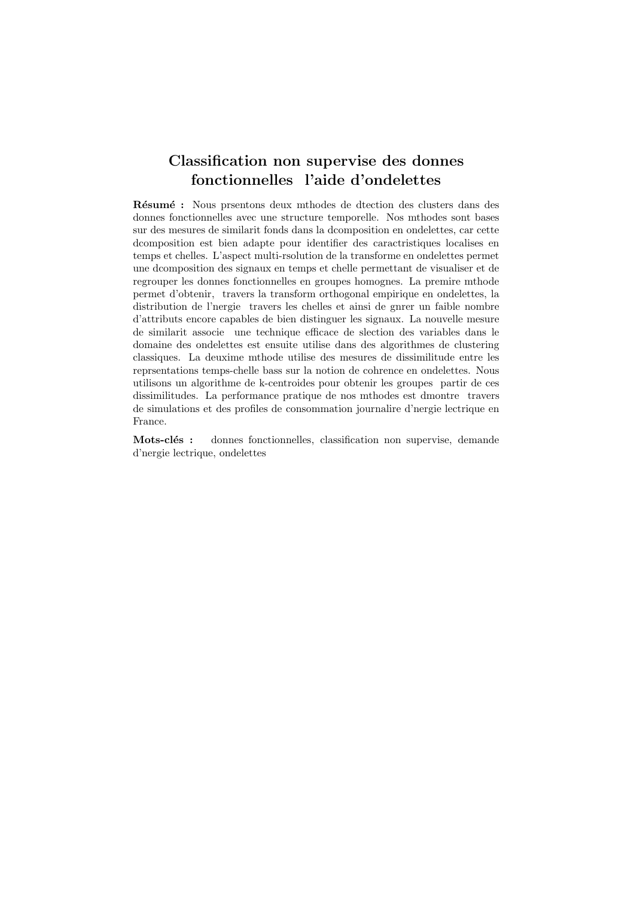# Classification non supervise des donnes fonctionnelles  l'aide d'ondelettes

**Résumé :** Nous prsentons deux mthodes de dtection des clusters dans des donnes fonctionnelles avec une structure temporelle. Nos mthodes sont bases sur des mesures de similarit fonds dans la dcomposition en ondelettes, car cette dcomposition est bien adapte pour identifier des caractristiques localises en temps et chelles. L'aspect multi-rsolution de la transforme en ondelettes permet une dcomposition des signaux en temps et chelle permettant de visualiser et de regrouper les donnes fonctionnelles en groupes homognes. La premire mthode permet d'obtenir,  travers la transform orthogonal empirique en ondelettes, la distribution de l'nergie  travers les chelles et ainsi de gnrer un faible nombre d'attributs encore capables de bien distinguer les signaux. La nouvelle mesure de similarit associe  une technique efficace de slection des variables dans le domaine des ondelettes est ensuite utilise dans des algorithmes de clustering classiques. La deuxime mthode utilise des mesures de dissimilitude entre les reprsentations temps-chelle bass sur la notion de cohrence en ondelettes. Nous utilisons un algorithme de k-centroides pour obtenir les groupes  partir de ces dissimilitudes. La performance pratique de nos mthodes est dmontre  travers de simulations et des profiles de consommation journalire d'nergie lectrique en France.

**Mots-clés :** donnes fonctionnelles, classification non supervise, demande d'nergie lectrique, ondelettes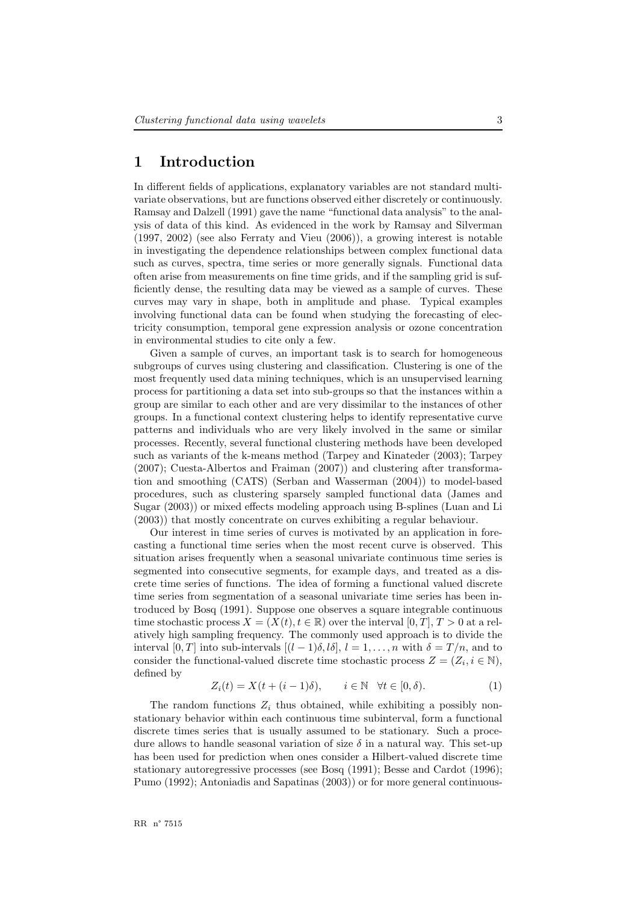# 1 Introduction

In different fields of applications, explanatory variables are not standard multivariate observations, but are functions observed either discretely or continuously. Ramsay and Dalzell (1991) gave the name "functional data analysis" to the analysis of data of this kind. As evidenced in the work by Ramsay and Silverman (1997, 2002) (see also Ferraty and Vieu (2006)), a growing interest is notable in investigating the dependence relationships between complex functional data such as curves, spectra, time series or more generally signals. Functional data often arise from measurements on fine time grids, and if the sampling grid is sufficiently dense, the resulting data may be viewed as a sample of curves. These curves may vary in shape, both in amplitude and phase. Typical examples involving functional data can be found when studying the forecasting of electricity consumption, temporal gene expression analysis or ozone concentration in environmental studies to cite only a few.

Given a sample of curves, an important task is to search for homogeneous subgroups of curves using clustering and classification. Clustering is one of the most frequently used data mining techniques, which is an unsupervised learning process for partitioning a data set into sub-groups so that the instances within a group are similar to each other and are very dissimilar to the instances of other groups. In a functional context clustering helps to identify representative curve patterns and individuals who are very likely involved in the same or similar processes. Recently, several functional clustering methods have been developed such as variants of the k-means method (Tarpey and Kinateder (2003); Tarpey (2007); Cuesta-Albertos and Fraiman (2007)) and clustering after transformation and smoothing (CATS) (Serban and Wasserman (2004)) to model-based procedures, such as clustering sparsely sampled functional data (James and Sugar (2003)) or mixed effects modeling approach using B-splines (Luan and Li (2003)) that mostly concentrate on curves exhibiting a regular behaviour.

Our interest in time series of curves is motivated by an application in forecasting a functional time series when the most recent curve is observed. This situation arises frequently when a seasonal univariate continuous time series is segmented into consecutive segments, for example days, and treated as a discrete time series of functions. The idea of forming a functional valued discrete time series from segmentation of a seasonal univariate time series has been introduced by Bosq (1991). Suppose one observes a square integrable continuous time stochastic process $X = (X(t), t \in \mathbb{R})$ over the interval $[0, T]$, $T > 0$ at a relatively high sampling frequency. The commonly used approach is to divide the interval $[0, T]$ into sub-intervals $[(l-1)\delta, l\delta]$, $l = 1, \ldots, n$ with $\delta = T/n$, and to consider the functional-valued discrete time stochastic process $Z = (Z_i, i \in \mathbb{N})$, defined by

$$Z_i(t) = X(t + (i-1)\delta), \qquad i \in \mathbb{N} \quad \forall t \in [0, \delta). \tag{1}$$

The random functions $Z_i$ thus obtained, while exhibiting a possibly nonstationary behavior within each continuous time subinterval, form a functional discrete times series that is usually assumed to be stationary. Such a procedure allows to handle seasonal variation of size $\delta$ in a natural way. This set-up has been used for prediction when ones consider a Hilbert-valued discrete time stationary autoregressive processes (see Bosq (1991); Besse and Cardot (1996); Pumo (1992); Antoniadis and Sapatinas (2003)) or for more general continuous-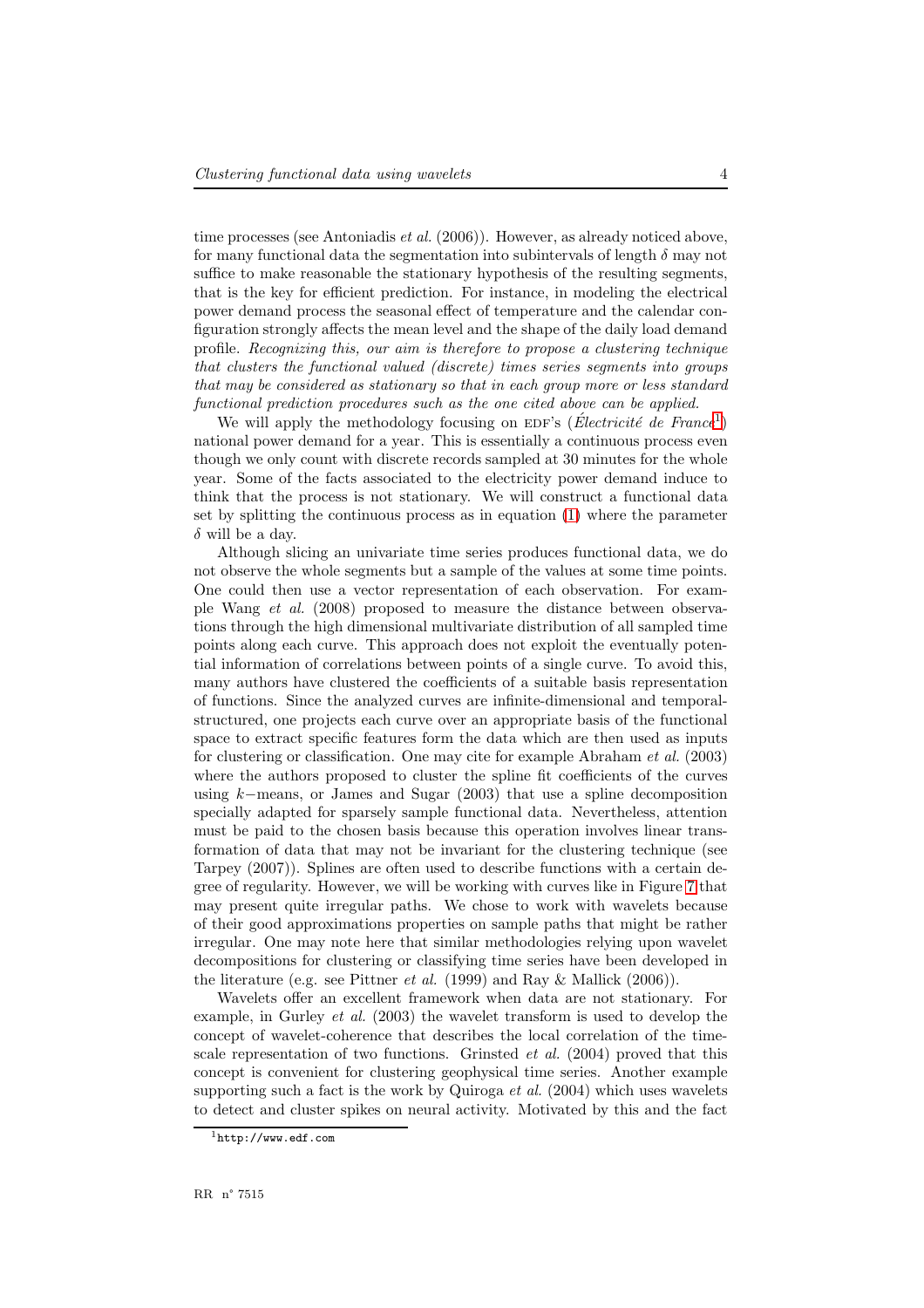time processes (see Antoniadis *et al.* (2006)). However, as already noticed above, for many functional data the segmentation into subintervals of length $\delta$ may not suffice to make reasonable the stationary hypothesis of the resulting segments, that is the key for efficient prediction. For instance, in modeling the electrical power demand process the seasonal effect of temperature and the calendar configuration strongly affects the mean level and the shape of the daily load demand profile. *Recognizing this, our aim is therefore to propose a clustering technique that clusters the functional valued (discrete) times series segments into groups that may be considered as stationary so that in each group more or less standard functional prediction procedures such as the one cited above can be applied.*

We will apply the methodology focusing on EDF's (*Électricité de France*[1]) national power demand for a year. This is essentially a continuous process even though we only count with discrete records sampled at 30 minutes for the whole year. Some of the facts associated to the electricity power demand induce to think that the process is not stationary. We will construct a functional data set by splitting the continuous process as in equation (1) where the parameter $\delta$ will be a day.

Although slicing an univariate time series produces functional data, we do not observe the whole segments but a sample of the values at some time points. One could then use a vector representation of each observation. For example Wang *et al.* (2008) proposed to measure the distance between observations through the high dimensional multivariate distribution of all sampled time points along each curve. This approach does not exploit the eventually potential information of correlations between points of a single curve. To avoid this, many authors have clustered the coefficients of a suitable basis representation of functions. Since the analyzed curves are infinite-dimensional and temporal-structured, one projects each curve over an appropriate basis of the functional space to extract specific features form the data which are then used as inputs for clustering or classification. One may cite for example Abraham *et al.* (2003) where the authors proposed to cluster the spline fit coefficients of the curves using $k-$means, or James and Sugar (2003) that use a spline decomposition specially adapted for sparsely sample functional data. Nevertheless, attention must be paid to the chosen basis because this operation involves linear transformation of data that may not be invariant for the clustering technique (see Tarpey (2007)). Splines are often used to describe functions with a certain degree of regularity. However, we will be working with curves like in Figure 7 that may present quite irregular paths. We chose to work with wavelets because of their good approximations properties on sample paths that might be rather irregular. One may note here that similar methodologies relying upon wavelet decompositions for clustering or classifying time series have been developed in the literature (e.g. see Pittner *et al.* (1999) and Ray & Mallick (2006)).

Wavelets offer an excellent framework when data are not stationary. For example, in Gurley *et al.* (2003) the wavelet transform is used to develop the concept of wavelet-coherence that describes the local correlation of the time-scale representation of two functions. Grinsted *et al.* (2004) proved that this concept is convenient for clustering geophysical time series. Another example supporting such a fact is the work by Quiroga *et al.* (2004) which uses wavelets to detect and cluster spikes on neural activity. Motivated by this and the fact

[1] http://www.edf.com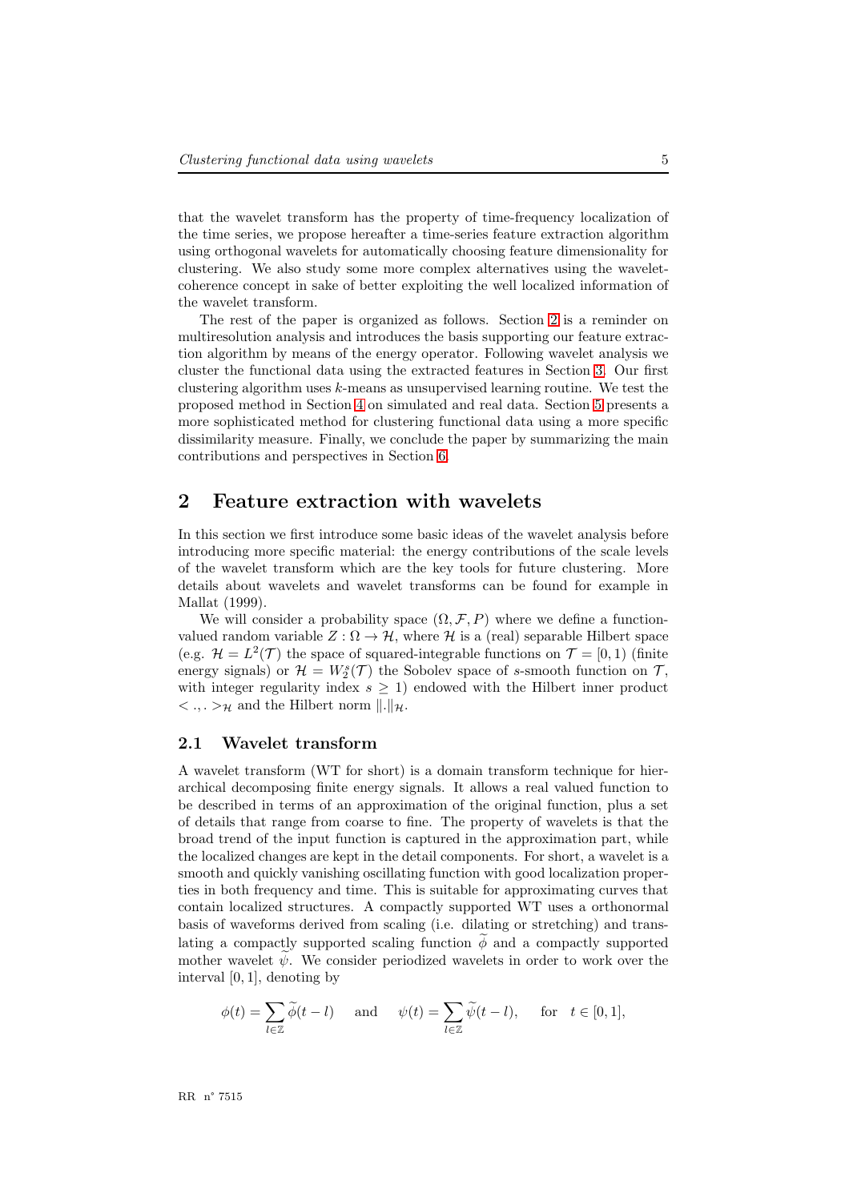that the wavelet transform has the property of time-frequency localization of the time series, we propose hereafter a time-series feature extraction algorithm using orthogonal wavelets for automatically choosing feature dimensionality for clustering. We also study some more complex alternatives using the wavelet-coherence concept in sake of better exploiting the well localized information of the wavelet transform.

The rest of the paper is organized as follows. Section 2 is a reminder on multiresolution analysis and introduces the basis supporting our feature extraction algorithm by means of the energy operator. Following wavelet analysis we cluster the functional data using the extracted features in Section 3. Our first clustering algorithm uses $k$-means as unsupervised learning routine. We test the proposed method in Section 4 on simulated and real data. Section 5 presents a more sophisticated method for clustering functional data using a more specific dissimilarity measure. Finally, we conclude the paper by summarizing the main contributions and perspectives in Section 6.

## 2 Feature extraction with wavelets

In this section we first introduce some basic ideas of the wavelet analysis before introducing more specific material: the energy contributions of the scale levels of the wavelet transform which are the key tools for future clustering. More details about wavelets and wavelet transforms can be found for example in Mallat (1999).

We will consider a probability space $(\Omega, \mathcal{F}, P)$ where we define a function-valued random variable $Z : \Omega \to \mathcal{H}$, where $\mathcal{H}$ is a (real) separable Hilbert space (e.g. $\mathcal{H} = L^2(\mathcal{T})$ the space of squared-integrable functions on $\mathcal{T} = [0, 1)$ (finite energy signals) or $\mathcal{H} = W_2^s(\mathcal{T})$ the Sobolev space of $s$-smooth function on $\mathcal{T}$, with integer regularity index $s \geq 1$) endowed with the Hilbert inner product $< ., . >_{\mathcal{H}}$ and the Hilbert norm $\|.\|_{\mathcal{H}}$.

### 2.1 Wavelet transform

A wavelet transform (WT for short) is a domain transform technique for hierarchical decomposing finite energy signals. It allows a real valued function to be described in terms of an approximation of the original function, plus a set of details that range from coarse to fine. The property of wavelets is that the broad trend of the input function is captured in the approximation part, while the localized changes are kept in the detail components. For short, a wavelet is a smooth and quickly vanishing oscillating function with good localization properties in both frequency and time. This is suitable for approximating curves that contain localized structures. A compactly supported WT uses a orthonormal basis of waveforms derived from scaling (i.e. dilating or stretching) and translating a compactly supported scaling function $\widetilde{\phi}$ and a compactly supported mother wavelet $\widetilde{\psi}$. We consider periodized wavelets in order to work over the interval $[0, 1]$, denoting by

$$\phi(t) = \sum_{l \in \mathbb{Z}} \widetilde{\phi}(t - l) \quad \text{ and } \quad \psi(t) = \sum_{l \in \mathbb{Z}} \widetilde{\psi}(t - l), \quad \text{ for } \quad t \in [0, 1],$$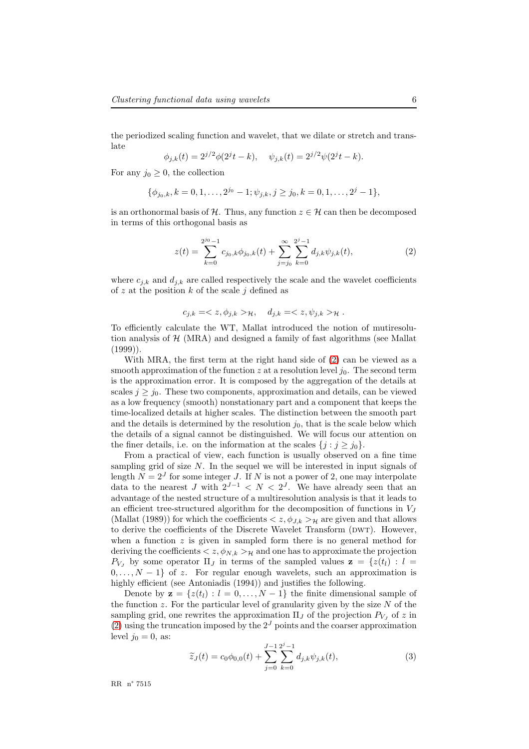the periodized scaling function and wavelet, that we dilate or stretch and translate

$$\phi_{j,k}(t) = 2^{j/2}\phi(2^j t - k), \quad \psi_{j,k}(t) = 2^{j/2}\psi(2^j t - k).$$

For any $j_0 \geq 0$, the collection

$$\{\phi_{j_0,k}, k = 0, 1, \ldots, 2^{j_0} - 1; \psi_{j,k}, j \geq j_0, k = 0, 1, \ldots, 2^j - 1\},$$

is an orthonormal basis of $\mathcal{H}$. Thus, any function $z \in \mathcal{H}$ can then be decomposed in terms of this orthogonal basis as

$$z(t) = \sum_{k=0}^{2^{j_0}-1} c_{j_0,k}\phi_{j_0,k}(t) + \sum_{j=j_0}^{\infty}\sum_{k=0}^{2^j-1} d_{j,k}\psi_{j,k}(t), \tag{2}$$

where $c_{j,k}$ and $d_{j,k}$ are called respectively the scale and the wavelet coefficients of $z$ at the position $k$ of the scale $j$ defined as

$$c_{j,k} = < z, \phi_{j,k} >_{\mathcal{H}}, \quad d_{j,k} = < z, \psi_{j,k} >_{\mathcal{H}} .$$

To efficiently calculate the WT, Mallat introduced the notion of mutiresolution analysis of $\mathcal{H}$ (MRA) and designed a family of fast algorithms (see Mallat (1999)).

With MRA, the first term at the right hand side of (2) can be viewed as a smooth approximation of the function $z$ at a resolution level $j_0$. The second term is the approximation error. It is composed by the aggregation of the details at scales $j \geq j_0$. These two components, approximation and details, can be viewed as a low frequency (smooth) nonstationary part and a component that keeps the time-localized details at higher scales. The distinction between the smooth part and the details is determined by the resolution $j_0$, that is the scale below which the details of a signal cannot be distinguished. We will focus our attention on the finer details, i.e. on the information at the scales $\{j : j \geq j_0\}$.

From a practical of view, each function is usually observed on a fine time sampling grid of size $N$. In the sequel we will be interested in input signals of length $N = 2^J$ for some integer $J$. If $N$ is not a power of 2, one may interpolate data to the nearest $J$ with $2^{J-1} < N < 2^J$. We have already seen that an advantage of the nested structure of a multiresolution analysis is that it leads to an efficient tree-structured algorithm for the decomposition of functions in $V_J$ (Mallat (1989)) for which the coefficients $< z, \phi_{J,k} >_{\mathcal{H}}$ are given and that allows to derive the coefficients of the Discrete Wavelet Transform (DWT). However, when a function $z$ is given in sampled form there is no general method for deriving the coefficients $< z, \phi_{N,k} >_{\mathcal{H}}$ and one has to approximate the projection $P_{V_J}$ by some operator $\Pi_J$ in terms of the sampled values $\mathbf{z} = \{z(t_l) : l = 0, \ldots, N-1\}$ of $z$. For regular enough wavelets, such an approximation is highly efficient (see Antoniadis (1994)) and justifies the following.

Denote by $\mathbf{z} = \{z(t_l) : l = 0, \ldots, N-1\}$ the finite dimensional sample of the function $z$. For the particular level of granularity given by the size $N$ of the sampling grid, one rewrites the approximation $\Pi_J$ of the projection $P_{V_J}$ of $z$ in (2) using the truncation imposed by the $2^J$ points and the coarser approximation level $j_0 = 0$, as:

$$\widetilde{z}_J(t) = c_0\phi_{0,0}(t) + \sum_{j=0}^{J-1}\sum_{k=0}^{2^j-1} d_{j,k}\psi_{j,k}(t), \tag{3}$$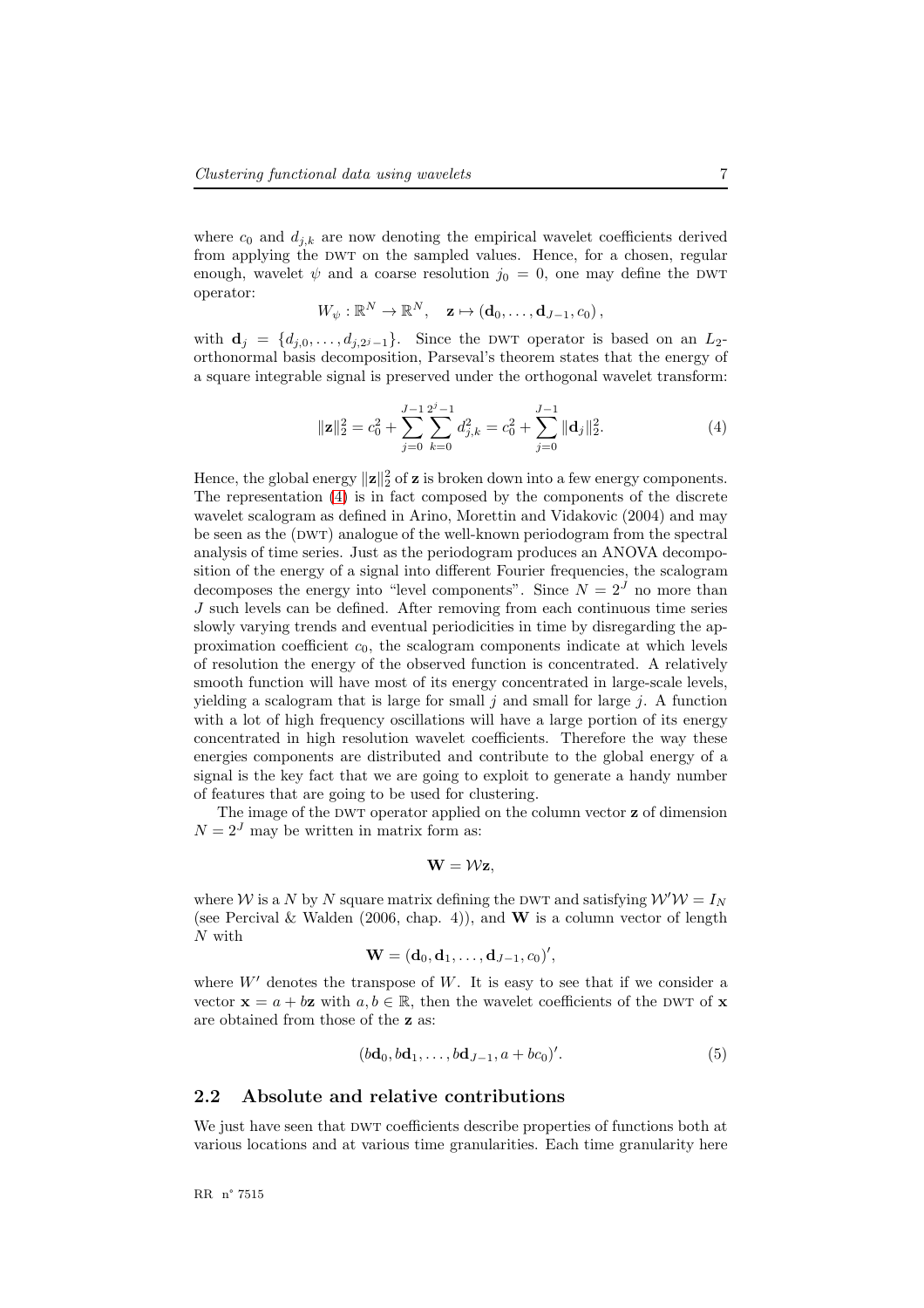where $c_0$ and $d_{j,k}$ are now denoting the empirical wavelet coefficients derived from applying the DWT on the sampled values. Hence, for a chosen, regular enough, wavelet $\psi$ and a coarse resolution $j_0 = 0$, one may define the DWT operator:

$$W_\psi : \mathbb{R}^N \to \mathbb{R}^N, \quad \mathbf{z} \mapsto (\mathbf{d}_0, \ldots, \mathbf{d}_{J-1}, c_0),$$

with $\mathbf{d}_j = \{d_{j,0}, \ldots, d_{j,2^j-1}\}$. Since the DWT operator is based on an $L_2$-orthonormal basis decomposition, Parseval's theorem states that the energy of a square integrable signal is preserved under the orthogonal wavelet transform:

$$\|\mathbf{z}\|_2^2 = c_0^2 + \sum_{j=0}^{J-1} \sum_{k=0}^{2^j-1} d_{j,k}^2 = c_0^2 + \sum_{j=0}^{J-1} \|\mathbf{d}_j\|_2^2. \tag{4}$$

Hence, the global energy $\|\mathbf{z}\|_2^2$ of $\mathbf{z}$ is broken down into a few energy components. The representation (4) is in fact composed by the components of the discrete wavelet scalogram as defined in Arino, Morettin and Vidakovic (2004) and may be seen as the (DWT) analogue of the well-known periodogram from the spectral analysis of time series. Just as the periodogram produces an ANOVA decomposition of the energy of a signal into different Fourier frequencies, the scalogram decomposes the energy into "level components". Since $N = 2^J$ no more than $J$ such levels can be defined. After removing from each continuous time series slowly varying trends and eventual periodicities in time by disregarding the approximation coefficient $c_0$, the scalogram components indicate at which levels of resolution the energy of the observed function is concentrated. A relatively smooth function will have most of its energy concentrated in large-scale levels, yielding a scalogram that is large for small $j$ and small for large $j$. A function with a lot of high frequency oscillations will have a large portion of its energy concentrated in high resolution wavelet coefficients. Therefore the way these energies components are distributed and contribute to the global energy of a signal is the key fact that we are going to exploit to generate a handy number of features that are going to be used for clustering.

The image of the DWT operator applied on the column vector $\mathbf{z}$ of dimension $N = 2^J$ may be written in matrix form as:

$$\mathbf{W} = \mathcal{W}\mathbf{z},$$

where $\mathcal{W}$ is a $N$ by $N$ square matrix defining the DWT and satisfying $\mathcal{W}'\mathcal{W} = I_N$ (see Percival & Walden (2006, chap. 4)), and $\mathbf{W}$ is a column vector of length $N$ with

$$\mathbf{W} = (\mathbf{d}_0, \mathbf{d}_1, \ldots, \mathbf{d}_{J-1}, c_0)',$$

where $W'$ denotes the transpose of $W$. It is easy to see that if we consider a vector $\mathbf{x} = a + b\mathbf{z}$ with $a, b \in \mathbb{R}$, then the wavelet coefficients of the DWT of $\mathbf{x}$ are obtained from those of the $\mathbf{z}$ as:

$$(b\mathbf{d}_0, b\mathbf{d}_1, \ldots, b\mathbf{d}_{J-1}, a + bc_0)'. \tag{5}$$

## 2.2 Absolute and relative contributions

We just have seen that DWT coefficients describe properties of functions both at various locations and at various time granularities. Each time granularity here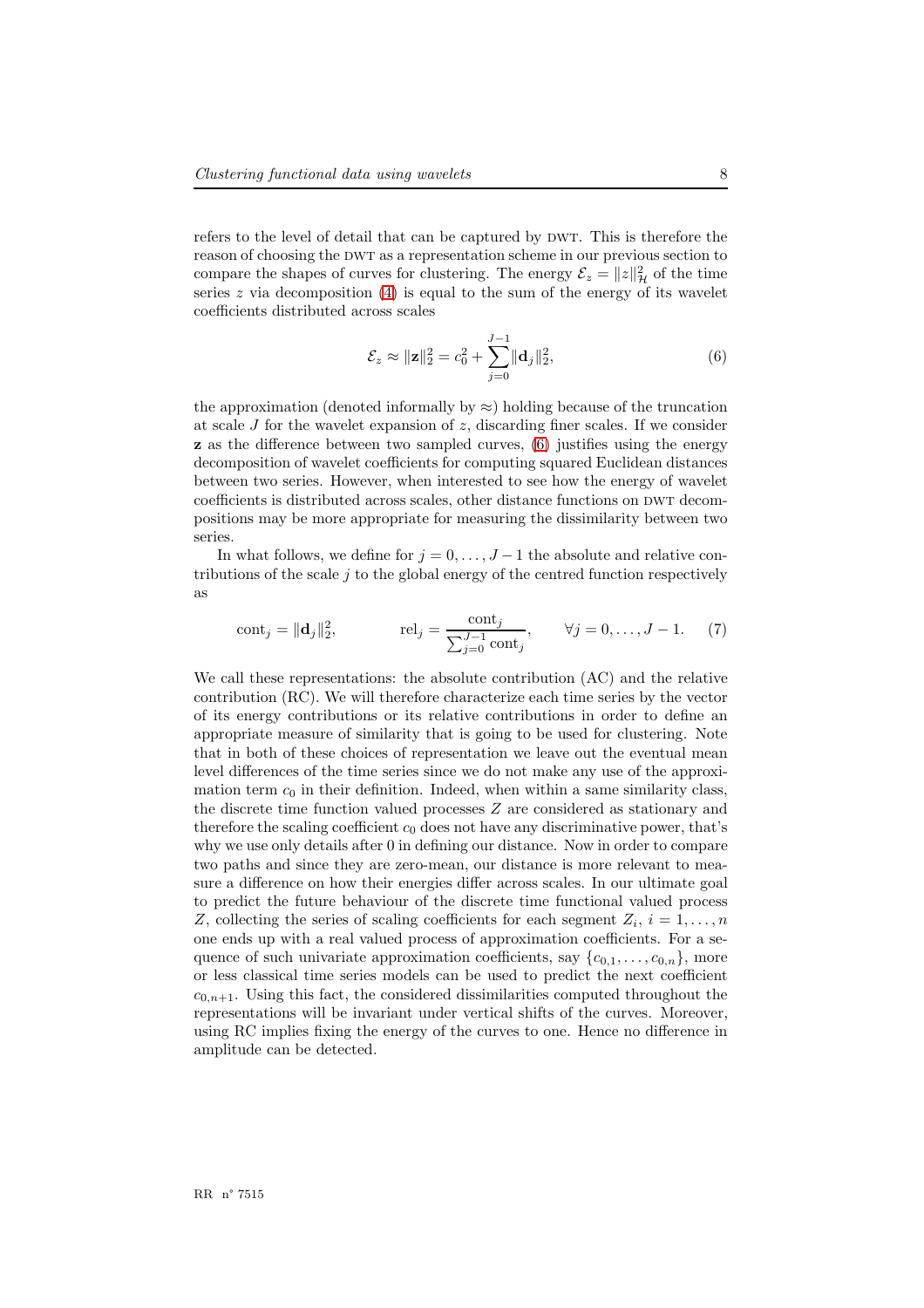refers to the level of detail that can be captured by DWT. This is therefore the reason of choosing the DWT as a representation scheme in our previous section to compare the shapes of curves for clustering. The energy $\mathcal{E}_z = \|z\|^2_{\mathcal{H}}$ of the time series $z$ via decomposition (4) is equal to the sum of the energy of its wavelet coefficients distributed across scales

$$\mathcal{E}_z \approx \|\mathbf{z}\|_2^2 = c_0^2 + \sum_{j=0}^{J-1} \|\mathbf{d}_j\|_2^2, \tag{6}$$

the approximation (denoted informally by $\approx$) holding because of the truncation at scale $J$ for the wavelet expansion of $z$, discarding finer scales. If we consider $\mathbf{z}$ as the difference between two sampled curves, (6) justifies using the energy decomposition of wavelet coefficients for computing squared Euclidean distances between two series. However, when interested to see how the energy of wavelet coefficients is distributed across scales, other distance functions on DWT decompositions may be more appropriate for measuring the dissimilarity between two series.

In what follows, we define for $j = 0, \ldots, J-1$ the absolute and relative contributions of the scale $j$ to the global energy of the centred function respectively as

$$\mathrm{cont}_j = \|\mathbf{d}_j\|_2^2, \qquad \mathrm{rel}_j = \frac{\mathrm{cont}_j}{\sum_{j=0}^{J-1} \mathrm{cont}_j}, \qquad \forall j = 0, \ldots, J-1. \tag{7}$$

We call these representations: the absolute contribution (AC) and the relative contribution (RC). We will therefore characterize each time series by the vector of its energy contributions or its relative contributions in order to define an appropriate measure of similarity that is going to be used for clustering. Note that in both of these choices of representation we leave out the eventual mean level differences of the time series since we do not make any use of the approximation term $c_0$ in their definition. Indeed, when within a same similarity class, the discrete time function valued processes $Z$ are considered as stationary and therefore the scaling coefficient $c_0$ does not have any discriminative power, that's why we use only details after 0 in defining our distance. Now in order to compare two paths and since they are zero-mean, our distance is more relevant to measure a difference on how their energies differ across scales. In our ultimate goal to predict the future behaviour of the discrete time functional valued process $Z$, collecting the series of scaling coefficients for each segment $Z_i$, $i = 1, \ldots, n$ one ends up with a real valued process of approximation coefficients. For a sequence of such univariate approximation coefficients, say $\{c_{0,1}, \ldots, c_{0,n}\}$, more or less classical time series models can be used to predict the next coefficient $c_{0,n+1}$. Using this fact, the considered dissimilarities computed throughout the representations will be invariant under vertical shifts of the curves. Moreover, using RC implies fixing the energy of the curves to one. Hence no difference in amplitude can be detected.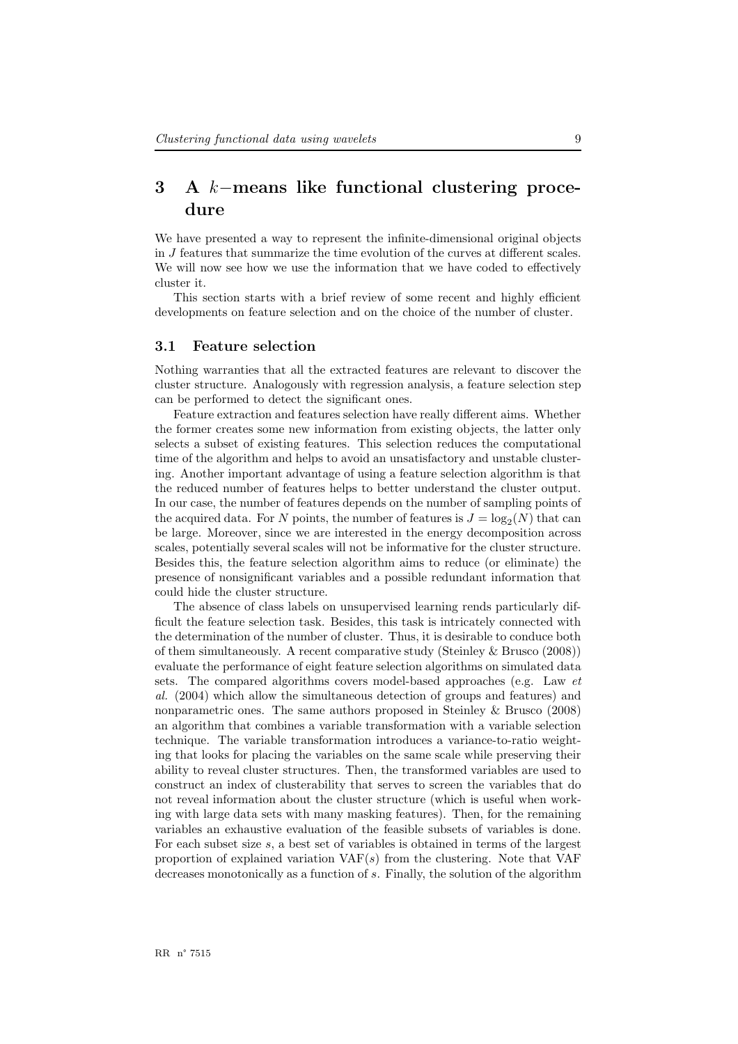# 3 A $k-$means like functional clustering procedure

We have presented a way to represent the infinite-dimensional original objects in $J$ features that summarize the time evolution of the curves at different scales. We will now see how we use the information that we have coded to effectively cluster it.

This section starts with a brief review of some recent and highly efficient developments on feature selection and on the choice of the number of cluster.

## 3.1 Feature selection

Nothing warranties that all the extracted features are relevant to discover the cluster structure. Analogously with regression analysis, a feature selection step can be performed to detect the significant ones.

Feature extraction and features selection have really different aims. Whether the former creates some new information from existing objects, the latter only selects a subset of existing features. This selection reduces the computational time of the algorithm and helps to avoid an unsatisfactory and unstable clustering. Another important advantage of using a feature selection algorithm is that the reduced number of features helps to better understand the cluster output. In our case, the number of features depends on the number of sampling points of the acquired data. For $N$ points, the number of features is $J = \log_2(N)$ that can be large. Moreover, since we are interested in the energy decomposition across scales, potentially several scales will not be informative for the cluster structure. Besides this, the feature selection algorithm aims to reduce (or eliminate) the presence of nonsignificant variables and a possible redundant information that could hide the cluster structure.

The absence of class labels on unsupervised learning rends particularly difficult the feature selection task. Besides, this task is intricately connected with the determination of the number of cluster. Thus, it is desirable to conduce both of them simultaneously. A recent comparative study (Steinley & Brusco (2008)) evaluate the performance of eight feature selection algorithms on simulated data sets. The compared algorithms covers model-based approaches (e.g. Law *et al.* (2004) which allow the simultaneous detection of groups and features) and nonparametric ones. The same authors proposed in Steinley & Brusco (2008) an algorithm that combines a variable transformation with a variable selection technique. The variable transformation introduces a variance-to-ratio weighting that looks for placing the variables on the same scale while preserving their ability to reveal cluster structures. Then, the transformed variables are used to construct an index of clusterability that serves to screen the variables that do not reveal information about the cluster structure (which is useful when working with large data sets with many masking features). Then, for the remaining variables an exhaustive evaluation of the feasible subsets of variables is done. For each subset size $s$, a best set of variables is obtained in terms of the largest proportion of explained variation VAF($s$) from the clustering. Note that VAF decreases monotonically as a function of $s$. Finally, the solution of the algorithm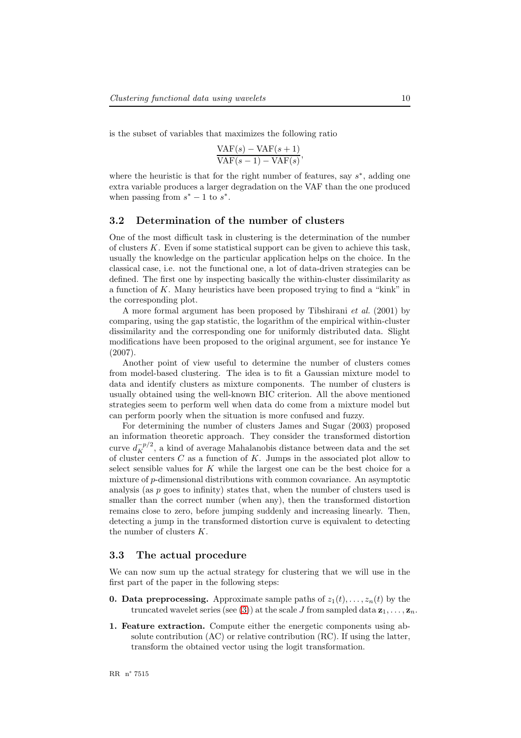is the subset of variables that maximizes the following ratio

$$\frac{\text{VAF}(s) - \text{VAF}(s+1)}{\text{VAF}(s-1) - \text{VAF}(s)},$$

where the heuristic is that for the right number of features, say $s^*$, adding one extra variable produces a larger degradation on the VAF than the one produced when passing from $s^* - 1$ to $s^*$.

### 3.2 Determination of the number of clusters

One of the most difficult task in clustering is the determination of the number of clusters $K$. Even if some statistical support can be given to achieve this task, usually the knowledge on the particular application helps on the choice. In the classical case, i.e. not the functional one, a lot of data-driven strategies can be defined. The first one by inspecting basically the within-cluster dissimilarity as a function of $K$. Many heuristics have been proposed trying to find a "kink" in the corresponding plot.

A more formal argument has been proposed by Tibshirani *et al.* (2001) by comparing, using the gap statistic, the logarithm of the empirical within-cluster dissimilarity and the corresponding one for uniformly distributed data. Slight modifications have been proposed to the original argument, see for instance Ye (2007).

Another point of view useful to determine the number of clusters comes from model-based clustering. The idea is to fit a Gaussian mixture model to data and identify clusters as mixture components. The number of clusters is usually obtained using the well-known BIC criterion. All the above mentioned strategies seem to perform well when data do come from a mixture model but can perform poorly when the situation is more confused and fuzzy.

For determining the number of clusters James and Sugar (2003) proposed an information theoretic approach. They consider the transformed distortion curve $d_K^{-p/2}$, a kind of average Mahalanobis distance between data and the set of cluster centers $C$ as a function of $K$. Jumps in the associated plot allow to select sensible values for $K$ while the largest one can be the best choice for a mixture of $p$-dimensional distributions with common covariance. An asymptotic analysis (as $p$ goes to infinity) states that, when the number of clusters used is smaller than the correct number (when any), then the transformed distortion remains close to zero, before jumping suddenly and increasing linearly. Then, detecting a jump in the transformed distortion curve is equivalent to detecting the number of clusters $K$.

### 3.3 The actual procedure

We can now sum up the actual strategy for clustering that we will use in the first part of the paper in the following steps:

**0. Data preprocessing.** Approximate sample paths of $z_1(t), \ldots, z_n(t)$ by the truncated wavelet series (see (3)) at the scale $J$ from sampled data $\mathbf{z}_1, \ldots, \mathbf{z}_n$.

**1. Feature extraction.** Compute either the energetic components using absolute contribution (AC) or relative contribution (RC). If using the latter, transform the obtained vector using the logit transformation.